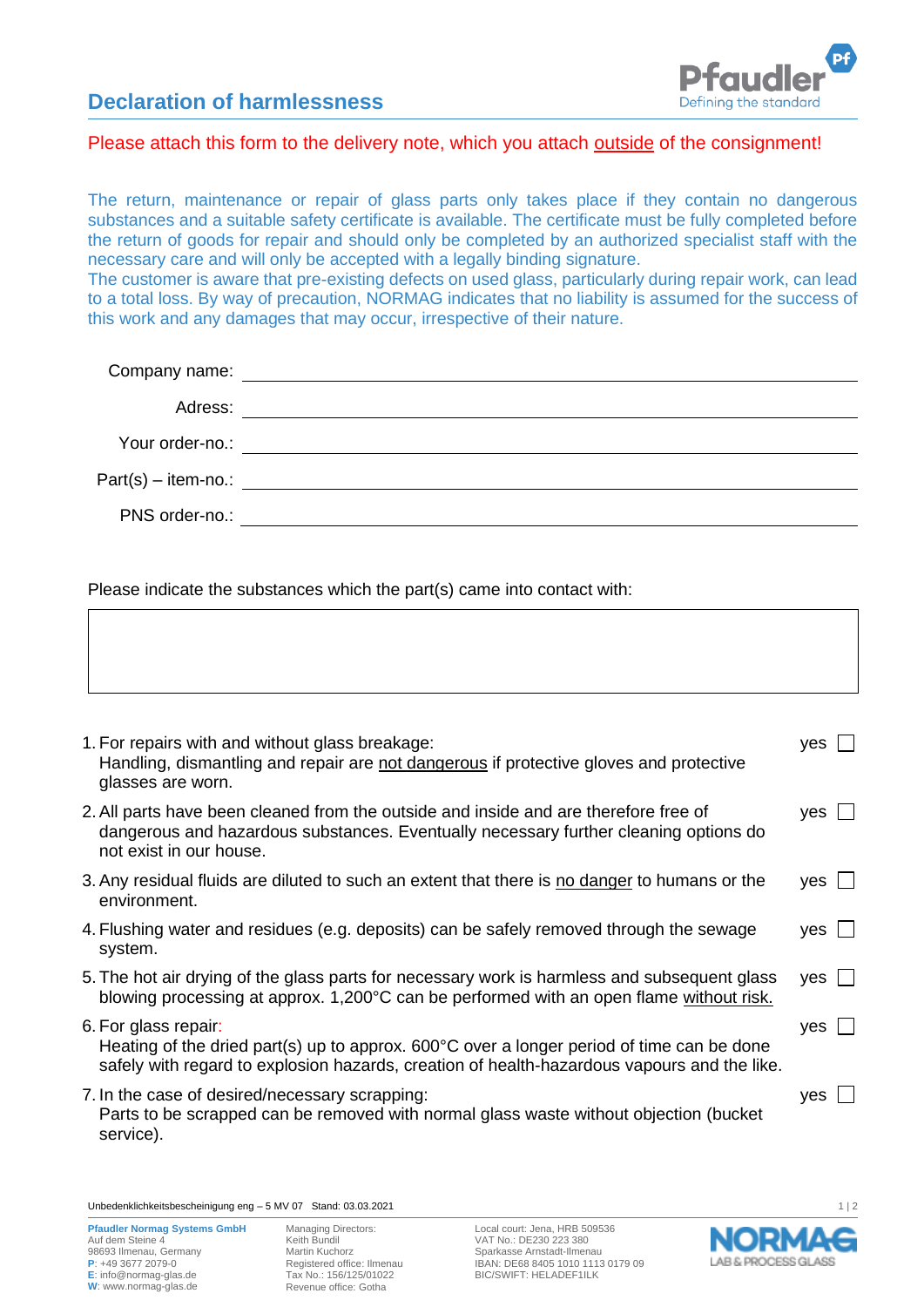# Declaration of harmlessness

Please attach this form to the delivery note, which you attach outside of the consignment!

The return, maintenance or repair of glass parts only takes place if they contain no dangerous substances and a suitable safety certificate is available. The certificate must be fully completed before the return of goods for repair and should only be completed by an authorized specialist staff with the necessary care and will only be accepted with a legally binding signature.
The customer is aware that pre-existing defects on used glass, particularly during repair work, can lead to a total loss. By way of precaution, NORMAG indicates that no liability is assumed for the success of this work and any damages that may occur, irrespective of their nature.

Company name: ______________________________

Adress: ______________________________

Your order-no.: ______________________________

Part(s) – item-no.: ______________________________

PNS order-no.: ______________________________

Please indicate the substances which the part(s) came into contact with:

| |
|---|
| |

1. For repairs with and without glass breakage:
   Handling, dismantling and repair are not dangerous if protective gloves and protective glasses are worn. — yes ☐
2. All parts have been cleaned from the outside and inside and are therefore free of dangerous and hazardous substances. Eventually necessary further cleaning options do not exist in our house. — yes ☐
3. Any residual fluids are diluted to such an extent that there is no danger to humans or the environment. — yes ☐
4. Flushing water and residues (e.g. deposits) can be safely removed through the sewage system. — yes ☐
5. The hot air drying of the glass parts for necessary work is harmless and subsequent glass blowing processing at approx. 1,200°C can be performed with an open flame without risk. — yes ☐
6. For glass repair:
   Heating of the dried part(s) up to approx. 600°C over a longer period of time can be done safely with regard to explosion hazards, creation of health-hazardous vapours and the like. — yes ☐
7. In the case of desired/necessary scrapping:
   Parts to be scrapped can be removed with normal glass waste without objection (bucket service). — yes ☐

Unbedenklichkeitsbescheinigung eng – 5 MV 07 Stand: 03.03.2021

**Pfaudler Normag Systems GmbH**
Auf dem Steine 4
98693 Ilmenau, Germany
P: +49 3677 2079-0
E: info@normag-glas.de
W: www.normag-glas.de

Managing Directors:
Keith Bundil
Martin Kuchorz
Registered office: Ilmenau
Tax No.: 156/125/01022
Revenue office: Gotha

Local court: Jena, HRB 509536
VAT No.: DE230 223 380
Sparkasse Arnstadt-Ilmenau
IBAN: DE68 8405 1010 1113 0179 09
BIC/SWIFT: HELADEF1ILK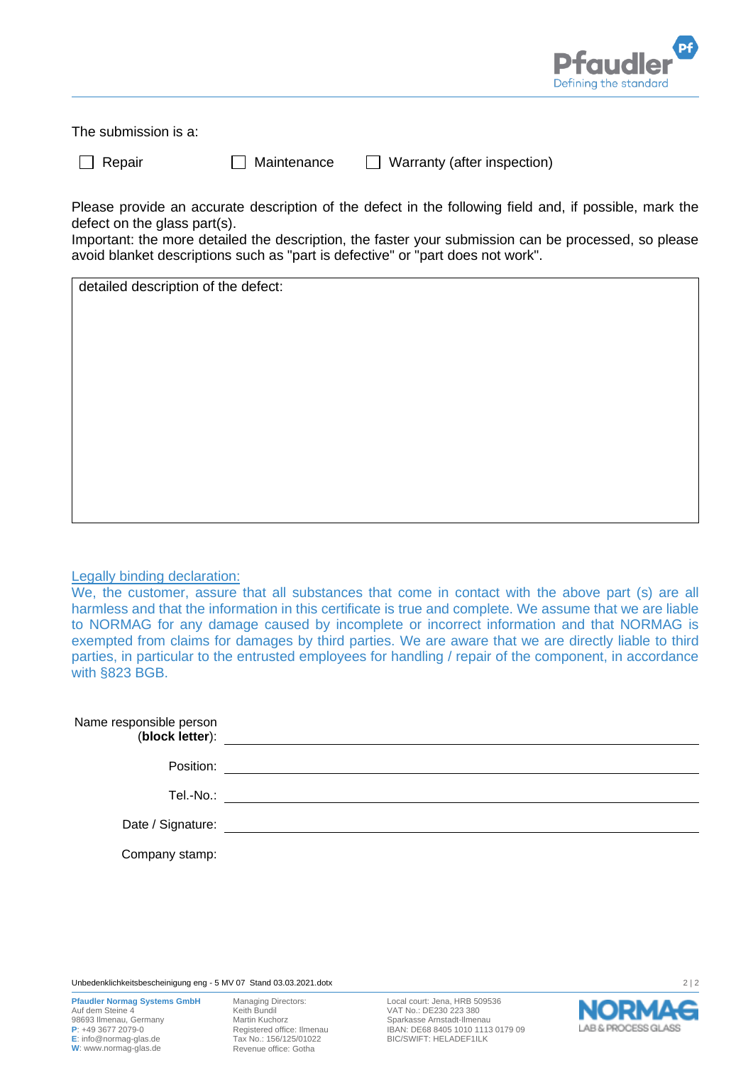The submission is a:

☐ Repair ☐ Maintenance ☐ Warranty (after inspection)

Please provide an accurate description of the defect in the following field and, if possible, mark the defect on the glass part(s).
Important: the more detailed the description, the faster your submission can be processed, so please avoid blanket descriptions such as "part is defective" or "part does not work".

| detailed description of the defect: |
| --- |
| |

Legally binding declaration:
We, the customer, assure that all substances that come in contact with the above part (s) are all harmless and that the information in this certificate is true and complete. We assume that we are liable to NORMAG for any damage caused by incomplete or incorrect information and that NORMAG is exempted from claims for damages by third parties. We are aware that we are directly liable to third parties, in particular to the entrusted employees for handling / repair of the component, in accordance with §823 BGB.

Name responsible person (**block letter**): ______________________________

Position: ______________________________

Tel.-No.: ______________________________

Date / Signature: ______________________________

Company stamp:

Unbedenklichkeitsbescheinigung eng - 5 MV 07 Stand 03.03.2021.dotx

**Pfaudler Normag Systems GmbH**
Auf dem Steine 4
98693 Ilmenau, Germany
**P**: +49 3677 2079-0
**E**: info@normag-glas.de
**W**: www.normag-glas.de

Managing Directors:
Keith Bundil
Martin Kuchorz
Registered office: Ilmenau
Tax No.: 156/125/01022
Revenue office: Gotha

Local court: Jena, HRB 509536
VAT No.: DE230 223 380
Sparkasse Arnstadt-Ilmenau
IBAN: DE68 8405 1010 1113 0179 09
BIC/SWIFT: HELADEF1ILK